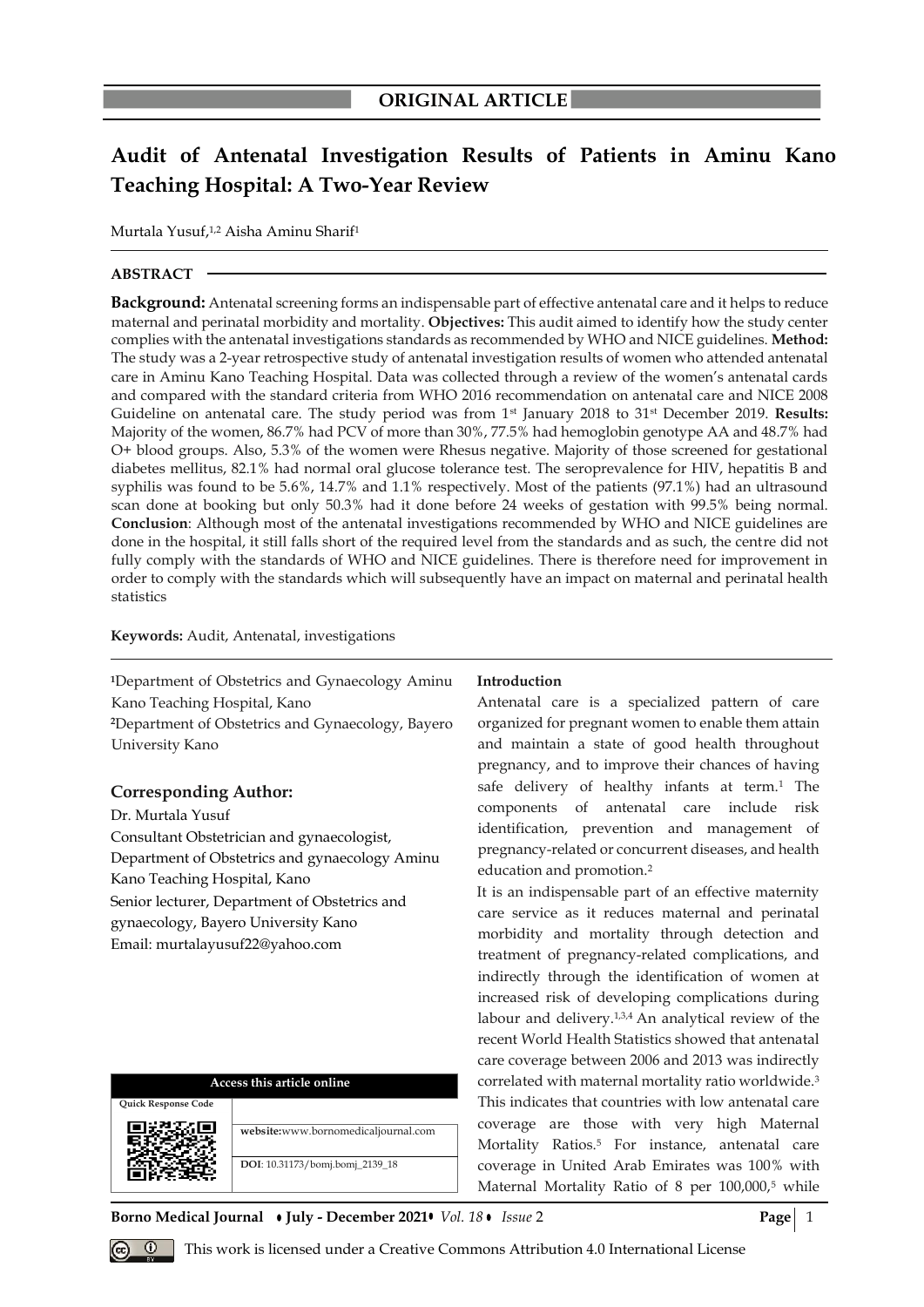## ORIGINAL ARTICLE

# Audit of Antenatal Investigation Results of Patients in Aminu Kano Teaching Hospital: A Two-Year Review

Murtala Yusuf,[1,2] Aisha Aminu Sharif[1]

### ABSTRACT

**Background:** Antenatal screening forms an indispensable part of effective antenatal care and it helps to reduce maternal and perinatal morbidity and mortality. **Objectives:** This audit aimed to identify how the study center complies with the antenatal investigations standards as recommended by WHO and NICE guidelines. **Method:** The study was a 2-year retrospective study of antenatal investigation results of women who attended antenatal care in Aminu Kano Teaching Hospital. Data was collected through a review of the women's antenatal cards and compared with the standard criteria from WHO 2016 recommendation on antenatal care and NICE 2008 Guideline on antenatal care. The study period was from 1st January 2018 to 31st December 2019. **Results:** Majority of the women, 86.7% had PCV of more than 30%, 77.5% had hemoglobin genotype AA and 48.7% had O+ blood groups. Also, 5.3% of the women were Rhesus negative. Majority of those screened for gestational diabetes mellitus, 82.1% had normal oral glucose tolerance test. The seroprevalence for HIV, hepatitis B and syphilis was found to be 5.6%, 14.7% and 1.1% respectively. Most of the patients (97.1%) had an ultrasound scan done at booking but only 50.3% had it done before 24 weeks of gestation with 99.5% being normal. **Conclusion**: Although most of the antenatal investigations recommended by WHO and NICE guidelines are done in the hospital, it still falls short of the required level from the standards and as such, the centre did not fully comply with the standards of WHO and NICE guidelines. There is therefore need for improvement in order to comply with the standards which will subsequently have an impact on maternal and perinatal health statistics

**Keywords:** Audit, Antenatal, investigations

[1]Department of Obstetrics and Gynaecology Aminu Kano Teaching Hospital, Kano
[2]Department of Obstetrics and Gynaecology, Bayero University Kano

**Corresponding Author:**
Dr. Murtala Yusuf
Consultant Obstetrician and gynaecologist,
Department of Obstetrics and gynaecology Aminu Kano Teaching Hospital, Kano
Senior lecturer, Department of Obstetrics and gynaecology, Bayero University Kano
Email: murtalayusuf22@yahoo.com

| Access this article online | |
|---|---|
| Quick Response Code | |
| | website:www.bornomedicaljournal.com |
| | DOI: 10.31173/bomj.bomj_2139_18 |

### Introduction

Antenatal care is a specialized pattern of care organized for pregnant women to enable them attain and maintain a state of good health throughout pregnancy, and to improve their chances of having safe delivery of healthy infants at term.[1] The components of antenatal care include risk identification, prevention and management of pregnancy-related or concurrent diseases, and health education and promotion.[2]

It is an indispensable part of an effective maternity care service as it reduces maternal and perinatal morbidity and mortality through detection and treatment of pregnancy-related complications, and indirectly through the identification of women at increased risk of developing complications during labour and delivery.[1,3,4] An analytical review of the recent World Health Statistics showed that antenatal care coverage between 2006 and 2013 was indirectly correlated with maternal mortality ratio worldwide.[3] This indicates that countries with low antenatal care coverage are those with very high Maternal Mortality Ratios.[5] For instance, antenatal care coverage in United Arab Emirates was 100% with Maternal Mortality Ratio of 8 per 100,000,[5] while

This work is licensed under a Creative Commons Attribution 4.0 International License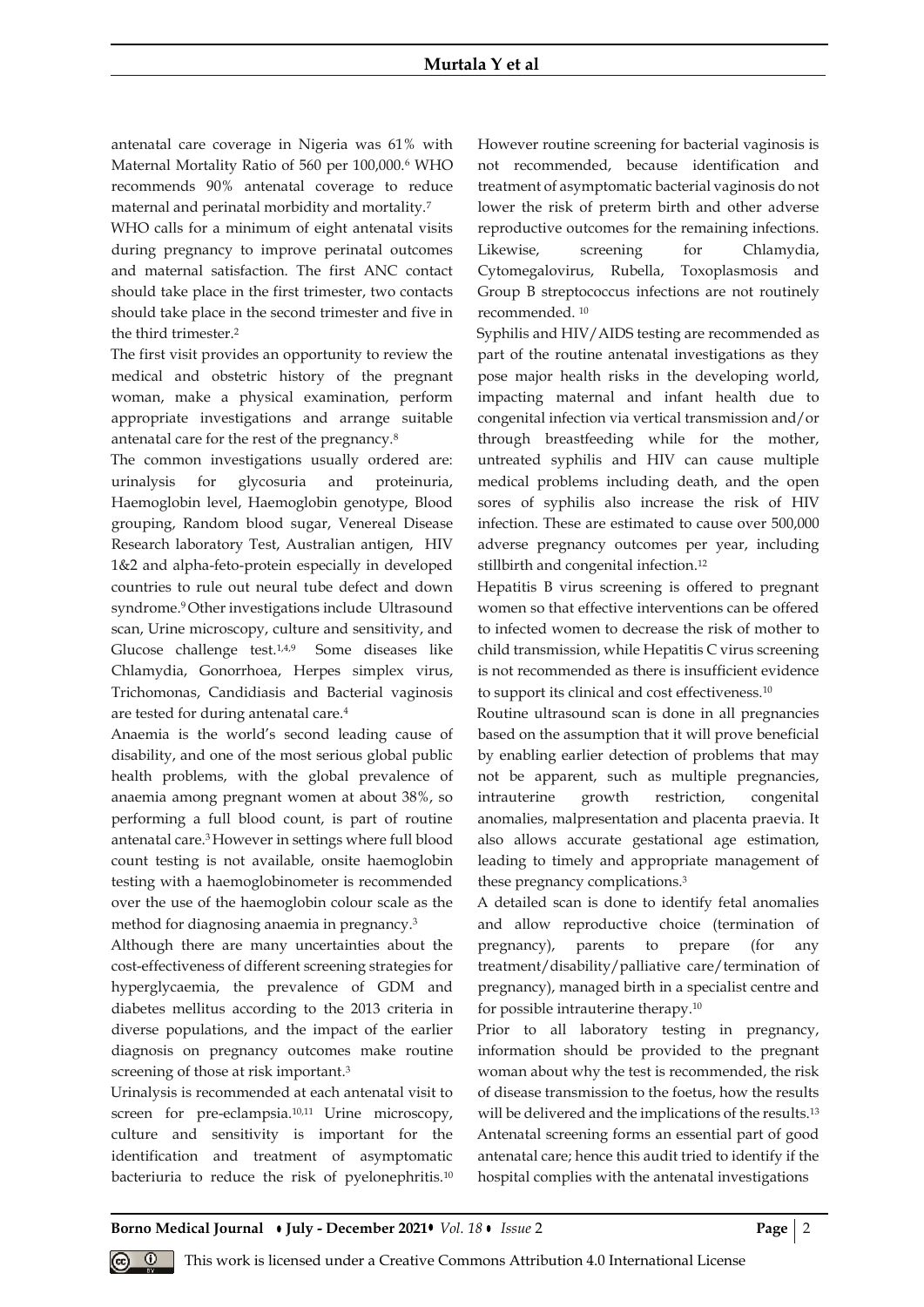antenatal care coverage in Nigeria was 61% with Maternal Mortality Ratio of 560 per 100,000.[6] WHO recommends 90% antenatal coverage to reduce maternal and perinatal morbidity and mortality.[7]

WHO calls for a minimum of eight antenatal visits during pregnancy to improve perinatal outcomes and maternal satisfaction. The first ANC contact should take place in the first trimester, two contacts should take place in the second trimester and five in the third trimester.[2]

The first visit provides an opportunity to review the medical and obstetric history of the pregnant woman, make a physical examination, perform appropriate investigations and arrange suitable antenatal care for the rest of the pregnancy.[8]

The common investigations usually ordered are: urinalysis for glycosuria and proteinuria, Haemoglobin level, Haemoglobin genotype, Blood grouping, Random blood sugar, Venereal Disease Research laboratory Test, Australian antigen, HIV 1&2 and alpha-feto-protein especially in developed countries to rule out neural tube defect and down syndrome.[9] Other investigations include Ultrasound scan, Urine microscopy, culture and sensitivity, and Glucose challenge test.[1,4,9] Some diseases like Chlamydia, Gonorrhoea, Herpes simplex virus, Trichomonas, Candidiasis and Bacterial vaginosis are tested for during antenatal care.[4]

Anaemia is the world's second leading cause of disability, and one of the most serious global public health problems, with the global prevalence of anaemia among pregnant women at about 38%, so performing a full blood count, is part of routine antenatal care.[3] However in settings where full blood count testing is not available, onsite haemoglobin testing with a haemoglobinometer is recommended over the use of the haemoglobin colour scale as the method for diagnosing anaemia in pregnancy.[3]

Although there are many uncertainties about the cost-effectiveness of different screening strategies for hyperglycaemia, the prevalence of GDM and diabetes mellitus according to the 2013 criteria in diverse populations, and the impact of the earlier diagnosis on pregnancy outcomes make routine screening of those at risk important.[3]

Urinalysis is recommended at each antenatal visit to screen for pre-eclampsia.[10,11] Urine microscopy, culture and sensitivity is important for the identification and treatment of asymptomatic bacteriuria to reduce the risk of pyelonephritis.[10] However routine screening for bacterial vaginosis is not recommended, because identification and treatment of asymptomatic bacterial vaginosis do not lower the risk of preterm birth and other adverse reproductive outcomes for the remaining infections. Likewise, screening for Chlamydia, Cytomegalovirus, Rubella, Toxoplasmosis and Group B streptococcus infections are not routinely recommended.[10]

Syphilis and HIV/AIDS testing are recommended as part of the routine antenatal investigations as they pose major health risks in the developing world, impacting maternal and infant health due to congenital infection via vertical transmission and/or through breastfeeding while for the mother, untreated syphilis and HIV can cause multiple medical problems including death, and the open sores of syphilis also increase the risk of HIV infection. These are estimated to cause over 500,000 adverse pregnancy outcomes per year, including stillbirth and congenital infection.[12]

Hepatitis B virus screening is offered to pregnant women so that effective interventions can be offered to infected women to decrease the risk of mother to child transmission, while Hepatitis C virus screening is not recommended as there is insufficient evidence to support its clinical and cost effectiveness.[10]

Routine ultrasound scan is done in all pregnancies based on the assumption that it will prove beneficial by enabling earlier detection of problems that may not be apparent, such as multiple pregnancies, intrauterine growth restriction, congenital anomalies, malpresentation and placenta praevia. It also allows accurate gestational age estimation, leading to timely and appropriate management of these pregnancy complications.[3]

A detailed scan is done to identify fetal anomalies and allow reproductive choice (termination of pregnancy), parents to prepare (for any treatment/disability/palliative care/termination of pregnancy), managed birth in a specialist centre and for possible intrauterine therapy.[10]

Prior to all laboratory testing in pregnancy, information should be provided to the pregnant woman about why the test is recommended, the risk of disease transmission to the foetus, how the results will be delivered and the implications of the results.[13] Antenatal screening forms an essential part of good antenatal care; hence this audit tried to identify if the hospital complies with the antenatal investigations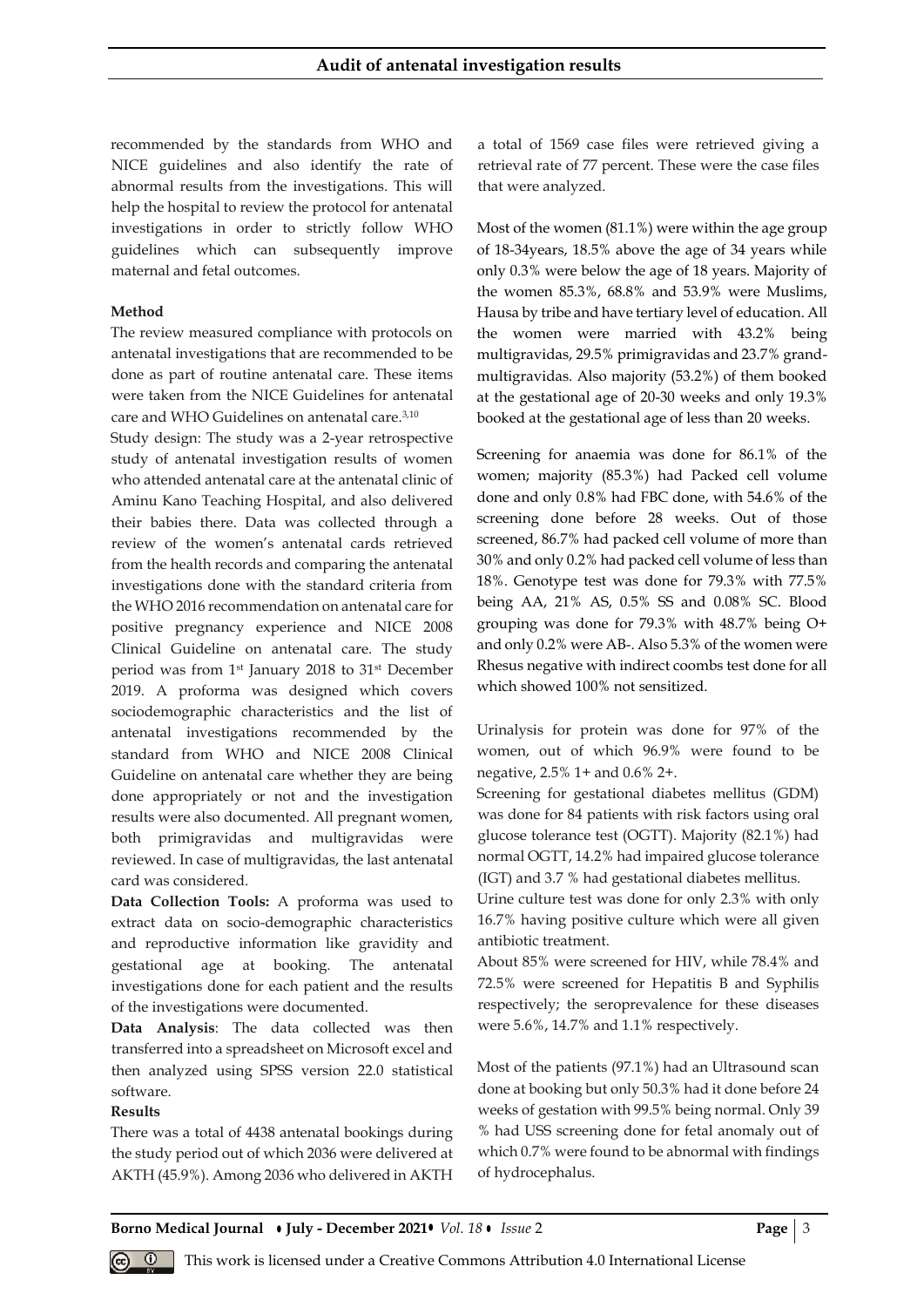recommended by the standards from WHO and NICE guidelines and also identify the rate of abnormal results from the investigations. This will help the hospital to review the protocol for antenatal investigations in order to strictly follow WHO guidelines which can subsequently improve maternal and fetal outcomes.

**Method**

The review measured compliance with protocols on antenatal investigations that are recommended to be done as part of routine antenatal care. These items were taken from the NICE Guidelines for antenatal care and WHO Guidelines on antenatal care.[3,10]

Study design: The study was a 2-year retrospective study of antenatal investigation results of women who attended antenatal care at the antenatal clinic of Aminu Kano Teaching Hospital, and also delivered their babies there. Data was collected through a review of the women's antenatal cards retrieved from the health records and comparing the antenatal investigations done with the standard criteria from the WHO 2016 recommendation on antenatal care for positive pregnancy experience and NICE 2008 Clinical Guideline on antenatal care. The study period was from 1st January 2018 to 31st December 2019. A proforma was designed which covers sociodemographic characteristics and the list of antenatal investigations recommended by the standard from WHO and NICE 2008 Clinical Guideline on antenatal care whether they are being done appropriately or not and the investigation results were also documented. All pregnant women, both primigravidas and multigravidas were reviewed. In case of multigravidas, the last antenatal card was considered.

**Data Collection Tools:** A proforma was used to extract data on socio-demographic characteristics and reproductive information like gravidity and gestational age at booking. The antenatal investigations done for each patient and the results of the investigations were documented.

**Data Analysis**: The data collected was then transferred into a spreadsheet on Microsoft excel and then analyzed using SPSS version 22.0 statistical software.

**Results**

There was a total of 4438 antenatal bookings during the study period out of which 2036 were delivered at AKTH (45.9%). Among 2036 who delivered in AKTH a total of 1569 case files were retrieved giving a retrieval rate of 77 percent. These were the case files that were analyzed.

Most of the women (81.1%) were within the age group of 18-34years, 18.5% above the age of 34 years while only 0.3% were below the age of 18 years. Majority of the women 85.3%, 68.8% and 53.9% were Muslims, Hausa by tribe and have tertiary level of education. All the women were married with 43.2% being multigravidas, 29.5% primigravidas and 23.7% grand-multigravidas. Also majority (53.2%) of them booked at the gestational age of 20-30 weeks and only 19.3% booked at the gestational age of less than 20 weeks.

Screening for anaemia was done for 86.1% of the women; majority (85.3%) had Packed cell volume done and only 0.8% had FBC done, with 54.6% of the screening done before 28 weeks. Out of those screened, 86.7% had packed cell volume of more than 30% and only 0.2% had packed cell volume of less than 18%. Genotype test was done for 79.3% with 77.5% being AA, 21% AS, 0.5% SS and 0.08% SC. Blood grouping was done for 79.3% with 48.7% being O+ and only 0.2% were AB-. Also 5.3% of the women were Rhesus negative with indirect coombs test done for all which showed 100% not sensitized.

Urinalysis for protein was done for 97% of the women, out of which 96.9% were found to be negative, 2.5% 1+ and 0.6% 2+.

Screening for gestational diabetes mellitus (GDM) was done for 84 patients with risk factors using oral glucose tolerance test (OGTT). Majority (82.1%) had normal OGTT, 14.2% had impaired glucose tolerance (IGT) and 3.7 % had gestational diabetes mellitus.

Urine culture test was done for only 2.3% with only 16.7% having positive culture which were all given antibiotic treatment.

About 85% were screened for HIV, while 78.4% and 72.5% were screened for Hepatitis B and Syphilis respectively; the seroprevalence for these diseases were 5.6%, 14.7% and 1.1% respectively.

Most of the patients (97.1%) had an Ultrasound scan done at booking but only 50.3% had it done before 24 weeks of gestation with 99.5% being normal. Only 39 % had USS screening done for fetal anomaly out of which 0.7% were found to be abnormal with findings of hydrocephalus.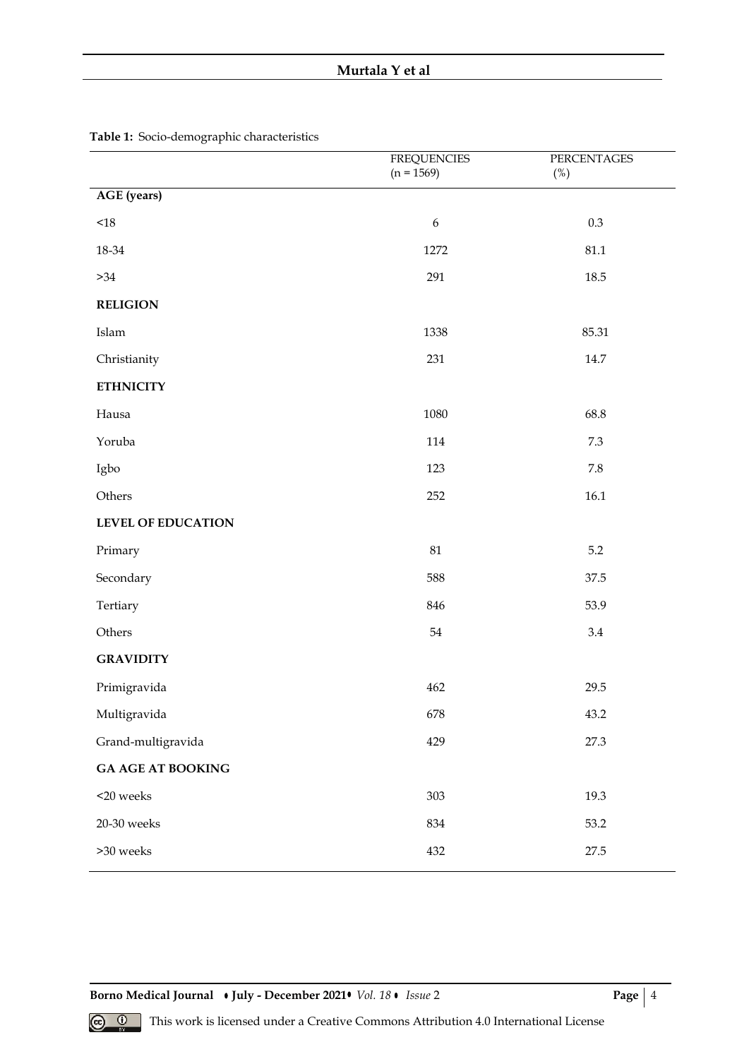**Table 1:** Socio-demographic characteristics

| | FREQUENCIES (n = 1569) | PERCENTAGES (%) |
|---|---|---|
| **AGE (years)** | | |
| <18 | 6 | 0.3 |
| 18-34 | 1272 | 81.1 |
| >34 | 291 | 18.5 |
| **RELIGION** | | |
| Islam | 1338 | 85.31 |
| Christianity | 231 | 14.7 |
| **ETHNICITY** | | |
| Hausa | 1080 | 68.8 |
| Yoruba | 114 | 7.3 |
| Igbo | 123 | 7.8 |
| Others | 252 | 16.1 |
| **LEVEL OF EDUCATION** | | |
| Primary | 81 | 5.2 |
| Secondary | 588 | 37.5 |
| Tertiary | 846 | 53.9 |
| Others | 54 | 3.4 |
| **GRAVIDITY** | | |
| Primigravida | 462 | 29.5 |
| Multigravida | 678 | 43.2 |
| Grand-multigravida | 429 | 27.3 |
| **GA AGE AT BOOKING** | | |
| <20 weeks | 303 | 19.3 |
| 20-30 weeks | 834 | 53.2 |
| >30 weeks | 432 | 27.5 |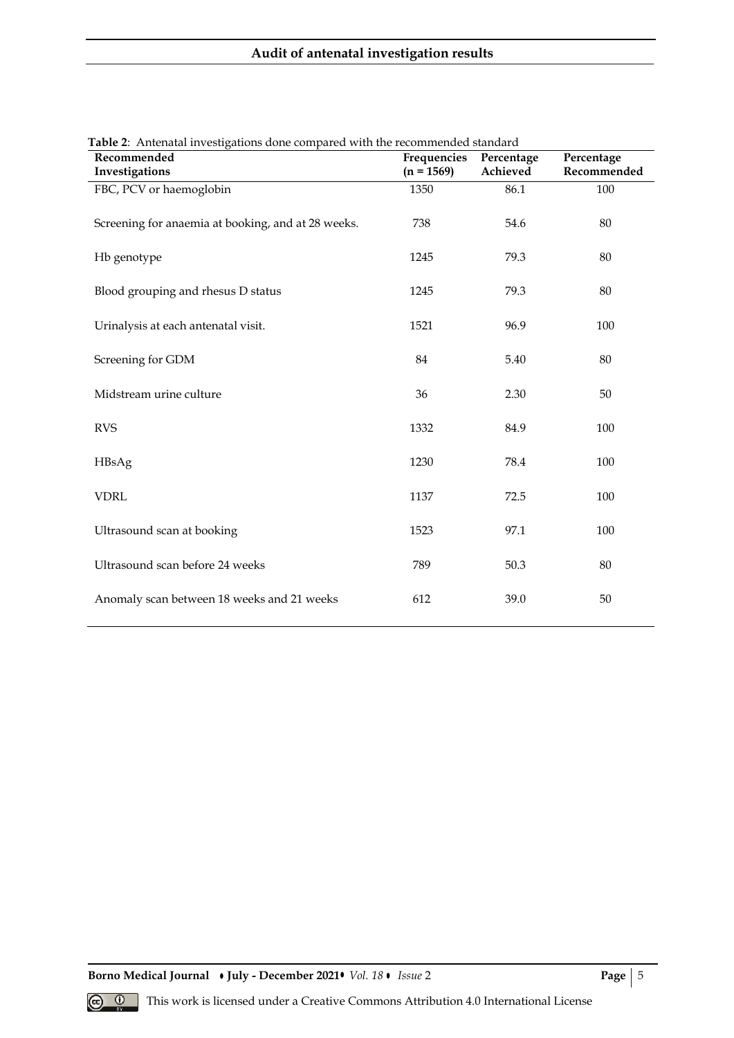**Table 2**: Antenatal investigations done compared with the recommended standard

| Recommended Investigations | Frequencies (n = 1569) | Percentage Achieved | Percentage Recommended |
|---|---|---|---|
| FBC, PCV or haemoglobin | 1350 | 86.1 | 100 |
| Screening for anaemia at booking, and at 28 weeks. | 738 | 54.6 | 80 |
| Hb genotype | 1245 | 79.3 | 80 |
| Blood grouping and rhesus D status | 1245 | 79.3 | 80 |
| Urinalysis at each antenatal visit. | 1521 | 96.9 | 100 |
| Screening for GDM | 84 | 5.40 | 80 |
| Midstream urine culture | 36 | 2.30 | 50 |
| RVS | 1332 | 84.9 | 100 |
| HBsAg | 1230 | 78.4 | 100 |
| VDRL | 1137 | 72.5 | 100 |
| Ultrasound scan at booking | 1523 | 97.1 | 100 |
| Ultrasound scan before 24 weeks | 789 | 50.3 | 80 |
| Anomaly scan between 18 weeks and 21 weeks | 612 | 39.0 | 50 |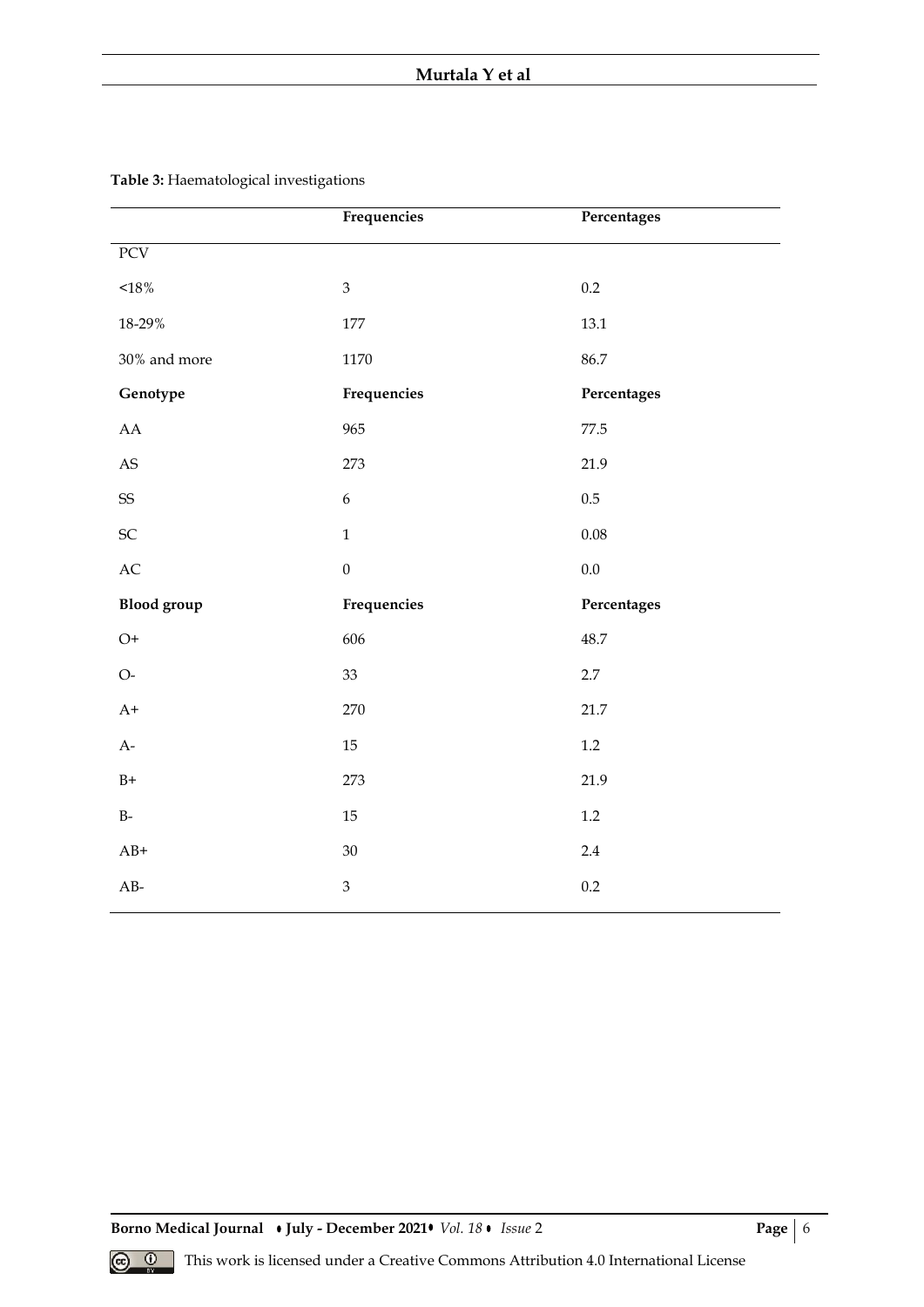**Table 3:** Haematological investigations

| | Frequencies | Percentages |
|---|---|---|
| PCV | | |
| <18% | 3 | 0.2 |
| 18-29% | 177 | 13.1 |
| 30% and more | 1170 | 86.7 |
| **Genotype** | **Frequencies** | **Percentages** |
| AA | 965 | 77.5 |
| AS | 273 | 21.9 |
| SS | 6 | 0.5 |
| SC | 1 | 0.08 |
| AC | 0 | 0.0 |
| **Blood group** | **Frequencies** | **Percentages** |
| O+ | 606 | 48.7 |
| O- | 33 | 2.7 |
| A+ | 270 | 21.7 |
| A- | 15 | 1.2 |
| B+ | 273 | 21.9 |
| B- | 15 | 1.2 |
| AB+ | 30 | 2.4 |
| AB- | 3 | 0.2 |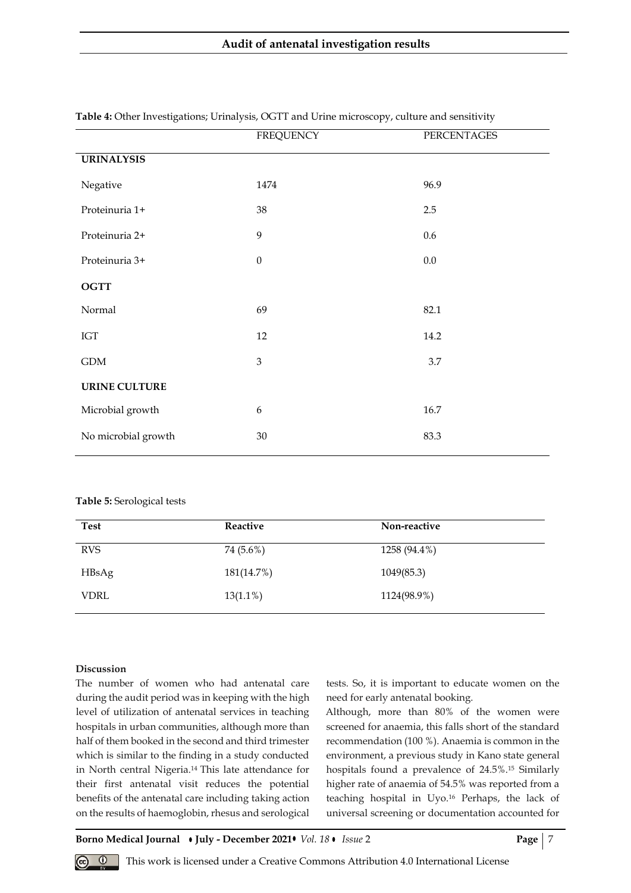**Table 4:** Other Investigations; Urinalysis, OGTT and Urine microscopy, culture and sensitivity

| | FREQUENCY | PERCENTAGES |
|---|---|---|
| **URINALYSIS** | | |
| Negative | 1474 | 96.9 |
| Proteinuria 1+ | 38 | 2.5 |
| Proteinuria 2+ | 9 | 0.6 |
| Proteinuria 3+ | 0 | 0.0 |
| **OGTT** | | |
| Normal | 69 | 82.1 |
| IGT | 12 | 14.2 |
| GDM | 3 | 3.7 |
| **URINE CULTURE** | | |
| Microbial growth | 6 | 16.7 |
| No microbial growth | 30 | 83.3 |

**Table 5:** Serological tests

| Test | Reactive | Non-reactive |
|---|---|---|
| RVS | 74 (5.6%) | 1258 (94.4%) |
| HBsAg | 181(14.7%) | 1049(85.3) |
| VDRL | 13(1.1%) | 1124(98.9%) |

**Discussion**

The number of women who had antenatal care during the audit period was in keeping with the high level of utilization of antenatal services in teaching hospitals in urban communities, although more than half of them booked in the second and third trimester which is similar to the finding in a study conducted in North central Nigeria.[14] This late attendance for their first antenatal visit reduces the potential benefits of the antenatal care including taking action on the results of haemoglobin, rhesus and serological tests. So, it is important to educate women on the need for early antenatal booking.

Although, more than 80% of the women were screened for anaemia, this falls short of the standard recommendation (100 %). Anaemia is common in the environment, a previous study in Kano state general hospitals found a prevalence of 24.5%.[15] Similarly higher rate of anaemia of 54.5% was reported from a teaching hospital in Uyo.[16] Perhaps, the lack of universal screening or documentation accounted for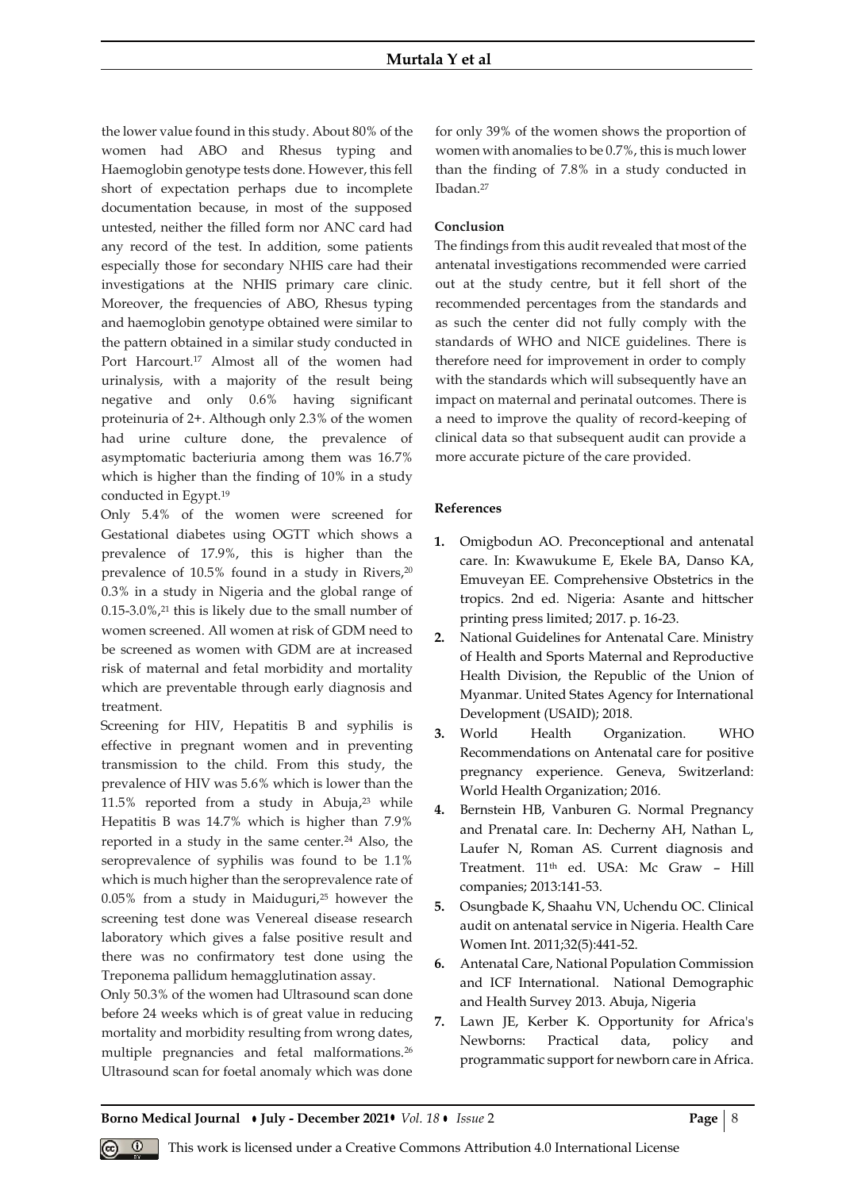the lower value found in this study. About 80% of the women had ABO and Rhesus typing and Haemoglobin genotype tests done. However, this fell short of expectation perhaps due to incomplete documentation because, in most of the supposed untested, neither the filled form nor ANC card had any record of the test. In addition, some patients especially those for secondary NHIS care had their investigations at the NHIS primary care clinic. Moreover, the frequencies of ABO, Rhesus typing and haemoglobin genotype obtained were similar to the pattern obtained in a similar study conducted in Port Harcourt.[17] Almost all of the women had urinalysis, with a majority of the result being negative and only 0.6% having significant proteinuria of 2+. Although only 2.3% of the women had urine culture done, the prevalence of asymptomatic bacteriuria among them was 16.7% which is higher than the finding of 10% in a study conducted in Egypt.[19]

Only 5.4% of the women were screened for Gestational diabetes using OGTT which shows a prevalence of 17.9%, this is higher than the prevalence of 10.5% found in a study in Rivers,[20] 0.3% in a study in Nigeria and the global range of 0.15-3.0%,[21] this is likely due to the small number of women screened. All women at risk of GDM need to be screened as women with GDM are at increased risk of maternal and fetal morbidity and mortality which are preventable through early diagnosis and treatment.

Screening for HIV, Hepatitis B and syphilis is effective in pregnant women and in preventing transmission to the child. From this study, the prevalence of HIV was 5.6% which is lower than the 11.5% reported from a study in Abuja,[23] while Hepatitis B was 14.7% which is higher than 7.9% reported in a study in the same center.[24] Also, the seroprevalence of syphilis was found to be 1.1% which is much higher than the seroprevalence rate of 0.05% from a study in Maiduguri,[25] however the screening test done was Venereal disease research laboratory which gives a false positive result and there was no confirmatory test done using the Treponema pallidum hemagglutination assay.

Only 50.3% of the women had Ultrasound scan done before 24 weeks which is of great value in reducing mortality and morbidity resulting from wrong dates, multiple pregnancies and fetal malformations.[26] Ultrasound scan for foetal anomaly which was done for only 39% of the women shows the proportion of women with anomalies to be 0.7%, this is much lower than the finding of 7.8% in a study conducted in Ibadan.[27]

### Conclusion

The findings from this audit revealed that most of the antenatal investigations recommended were carried out at the study centre, but it fell short of the recommended percentages from the standards and as such the center did not fully comply with the standards of WHO and NICE guidelines. There is therefore need for improvement in order to comply with the standards which will subsequently have an impact on maternal and perinatal outcomes. There is a need to improve the quality of record-keeping of clinical data so that subsequent audit can provide a more accurate picture of the care provided.

### References

1. Omigbodun AO. Preconceptional and antenatal care. In: Kwawukume E, Ekele BA, Danso KA, Emuveyan EE. Comprehensive Obstetrics in the tropics. 2nd ed. Nigeria: Asante and hittscher printing press limited; 2017. p. 16-23.
2. National Guidelines for Antenatal Care. Ministry of Health and Sports Maternal and Reproductive Health Division, the Republic of the Union of Myanmar. United States Agency for International Development (USAID); 2018.
3. World Health Organization. WHO Recommendations on Antenatal care for positive pregnancy experience. Geneva, Switzerland: World Health Organization; 2016.
4. Bernstein HB, Vanburen G. Normal Pregnancy and Prenatal care. In: Decherny AH, Nathan L, Laufer N, Roman AS. Current diagnosis and Treatment. 11th ed. USA: Mc Graw – Hill companies; 2013:141-53.
5. Osungbade K, Shaahu VN, Uchendu OC. Clinical audit on antenatal service in Nigeria. Health Care Women Int. 2011;32(5):441-52.
6. Antenatal Care, National Population Commission and ICF International. National Demographic and Health Survey 2013. Abuja, Nigeria
7. Lawn JE, Kerber K. Opportunity for Africa's Newborns: Practical data, policy and programmatic support for newborn care in Africa.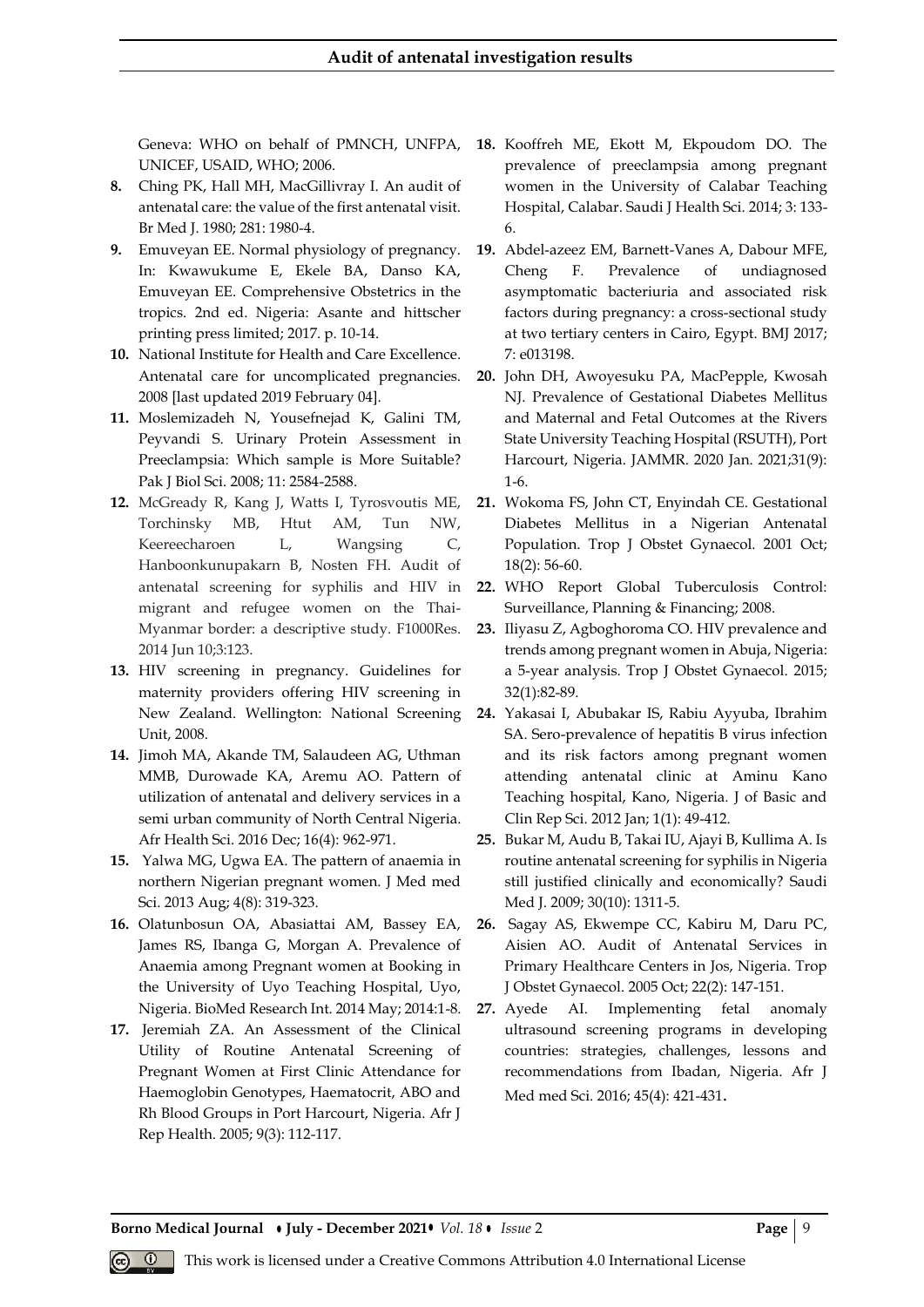Geneva: WHO on behalf of PMNCH, UNFPA, UNICEF, USAID, WHO; 2006.

8. Ching PK, Hall MH, MacGillivray I. An audit of antenatal care: the value of the first antenatal visit. Br Med J. 1980; 281: 1980-4.
9. Emuveyan EE. Normal physiology of pregnancy. In: Kwawukume E, Ekele BA, Danso KA, Emuveyan EE. Comprehensive Obstetrics in the tropics. 2nd ed. Nigeria: Asante and hittscher printing press limited; 2017. p. 10-14.
10. National Institute for Health and Care Excellence. Antenatal care for uncomplicated pregnancies. 2008 [last updated 2019 February 04].
11. Moslemizadeh N, Yousefnejad K, Galini TM, Peyvandi S. Urinary Protein Assessment in Preeclampsia: Which sample is More Suitable? Pak J Biol Sci. 2008; 11: 2584-2588.
12. McGready R, Kang J, Watts I, Tyrosvoutis ME, Torchinsky MB, Htut AM, Tun NW, Keereecharoen L, Wangsing C, Hanboonkunupakarn B, Nosten FH. Audit of antenatal screening for syphilis and HIV in migrant and refugee women on the Thai-Myanmar border: a descriptive study. F1000Res. 2014 Jun 10;3:123.
13. HIV screening in pregnancy. Guidelines for maternity providers offering HIV screening in New Zealand. Wellington: National Screening Unit, 2008.
14. Jimoh MA, Akande TM, Salaudeen AG, Uthman MMB, Durowade KA, Aremu AO. Pattern of utilization of antenatal and delivery services in a semi urban community of North Central Nigeria. Afr Health Sci. 2016 Dec; 16(4): 962-971.
15. Yalwa MG, Ugwa EA. The pattern of anaemia in northern Nigerian pregnant women. J Med med Sci. 2013 Aug; 4(8): 319-323.
16. Olatunbosun OA, Abasiattai AM, Bassey EA, James RS, Ibanga G, Morgan A. Prevalence of Anaemia among Pregnant women at Booking in the University of Uyo Teaching Hospital, Uyo, Nigeria. BioMed Research Int. 2014 May; 2014:1-8.
17. Jeremiah ZA. An Assessment of the Clinical Utility of Routine Antenatal Screening of Pregnant Women at First Clinic Attendance for Haemoglobin Genotypes, Haematocrit, ABO and Rh Blood Groups in Port Harcourt, Nigeria. Afr J Rep Health. 2005; 9(3): 112-117.
18. Kooffreh ME, Ekott M, Ekpoudom DO. The prevalence of preeclampsia among pregnant women in the University of Calabar Teaching Hospital, Calabar. Saudi J Health Sci. 2014; 3: 133-6.
19. Abdel-azeez EM, Barnett-Vanes A, Dabour MFE, Cheng F. Prevalence of undiagnosed asymptomatic bacteriuria and associated risk factors during pregnancy: a cross-sectional study at two tertiary centers in Cairo, Egypt. BMJ 2017; 7: e013198.
20. John DH, Awoyesuku PA, MacPepple, Kwosah NJ. Prevalence of Gestational Diabetes Mellitus and Maternal and Fetal Outcomes at the Rivers State University Teaching Hospital (RSUTH), Port Harcourt, Nigeria. JAMMR. 2020 Jan. 2021;31(9): 1-6.
21. Wokoma FS, John CT, Enyindah CE. Gestational Diabetes Mellitus in a Nigerian Antenatal Population. Trop J Obstet Gynaecol. 2001 Oct; 18(2): 56-60.
22. WHO Report Global Tuberculosis Control: Surveillance, Planning & Financing; 2008.
23. Iliyasu Z, Agboghoroma CO. HIV prevalence and trends among pregnant women in Abuja, Nigeria: a 5-year analysis. Trop J Obstet Gynaecol. 2015; 32(1):82-89.
24. Yakasai I, Abubakar IS, Rabiu Ayyuba, Ibrahim SA. Sero-prevalence of hepatitis B virus infection and its risk factors among pregnant women attending antenatal clinic at Aminu Kano Teaching hospital, Kano, Nigeria. J of Basic and Clin Rep Sci. 2012 Jan; 1(1): 49-412.
25. Bukar M, Audu B, Takai IU, Ajayi B, Kullima A. Is routine antenatal screening for syphilis in Nigeria still justified clinically and economically? Saudi Med J. 2009; 30(10): 1311-5.
26. Sagay AS, Ekwempe CC, Kabiru M, Daru PC, Aisien AO. Audit of Antenatal Services in Primary Healthcare Centers in Jos, Nigeria. Trop J Obstet Gynaecol. 2005 Oct; 22(2): 147-151.
27. Ayede AI. Implementing fetal anomaly ultrasound screening programs in developing countries: strategies, challenges, lessons and recommendations from Ibadan, Nigeria. Afr J Med med Sci. 2016; 45(4): 421-431.

This work is licensed under a Creative Commons Attribution 4.0 International License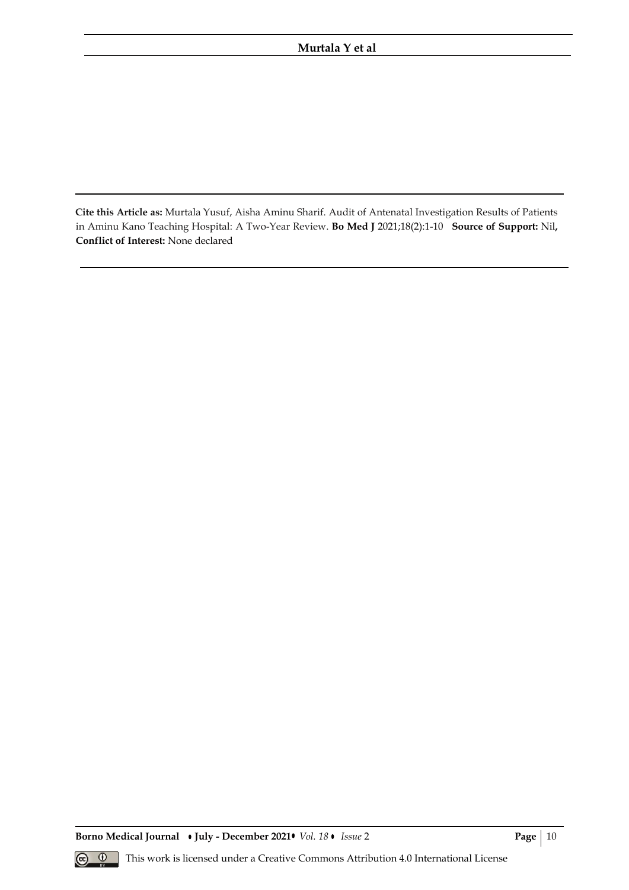**Cite this Article as:** Murtala Yusuf, Aisha Aminu Sharif. Audit of Antenatal Investigation Results of Patients in Aminu Kano Teaching Hospital: A Two-Year Review. **Bo Med J** 2021;18(2):1-10 **Source of Support:** Nil**, Conflict of Interest:** None declared

This work is licensed under a Creative Commons Attribution 4.0 International License